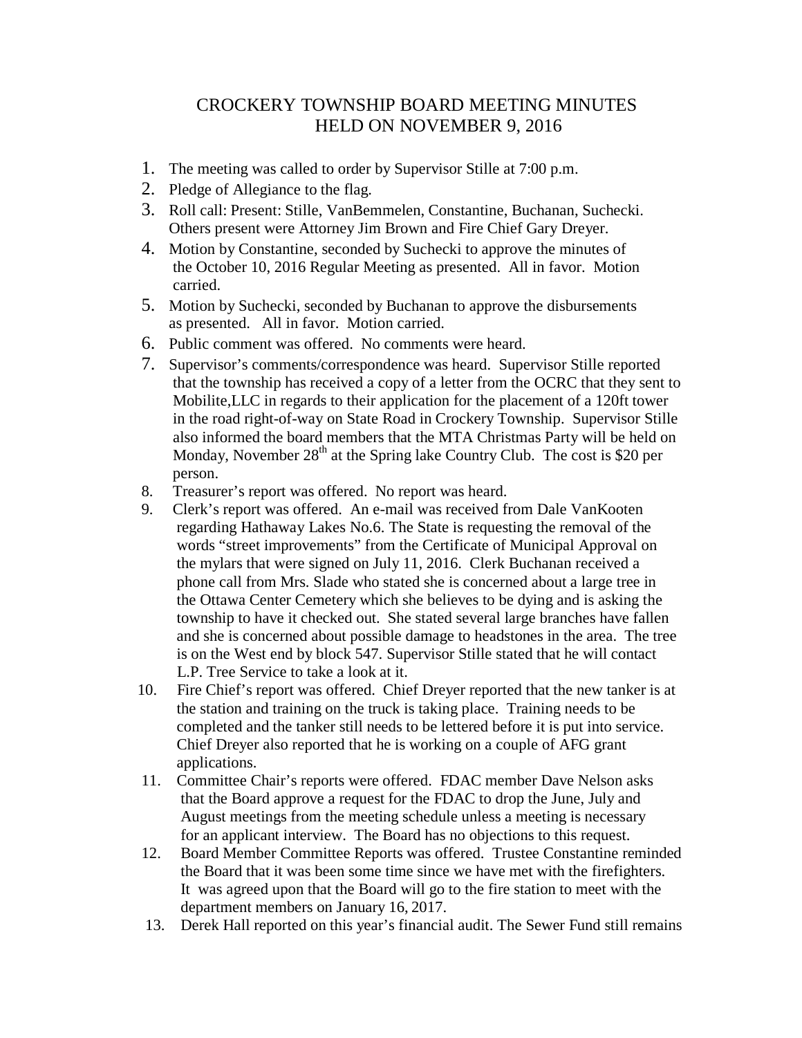# CROCKERY TOWNSHIP BOARD MEETING MINUTES HELD ON NOVEMBER 9, 2016

1. The meeting was called to order by Supervisor Stille at 7:00 p.m.
2. Pledge of Allegiance to the flag.
3. Roll call: Present: Stille, VanBemmelen, Constantine, Buchanan, Suchecki. Others present were Attorney Jim Brown and Fire Chief Gary Dreyer.
4. Motion by Constantine, seconded by Suchecki to approve the minutes of the October 10, 2016 Regular Meeting as presented. All in favor. Motion carried.
5. Motion by Suchecki, seconded by Buchanan to approve the disbursements as presented. All in favor. Motion carried.
6. Public comment was offered. No comments were heard.
7. Supervisor's comments/correspondence was heard. Supervisor Stille reported that the township has received a copy of a letter from the OCRC that they sent to Mobilite,LLC in regards to their application for the placement of a 120ft tower in the road right-of-way on State Road in Crockery Township. Supervisor Stille also informed the board members that the MTA Christmas Party will be held on Monday, November 28th at the Spring lake Country Club. The cost is $20 per person.
8. Treasurer's report was offered. No report was heard.
9. Clerk's report was offered. An e-mail was received from Dale VanKooten regarding Hathaway Lakes No.6. The State is requesting the removal of the words "street improvements" from the Certificate of Municipal Approval on the mylars that were signed on July 11, 2016. Clerk Buchanan received a phone call from Mrs. Slade who stated she is concerned about a large tree in the Ottawa Center Cemetery which she believes to be dying and is asking the township to have it checked out. She stated several large branches have fallen and she is concerned about possible damage to headstones in the area. The tree is on the West end by block 547. Supervisor Stille stated that he will contact L.P. Tree Service to take a look at it.
10. Fire Chief's report was offered. Chief Dreyer reported that the new tanker is at the station and training on the truck is taking place. Training needs to be completed and the tanker still needs to be lettered before it is put into service. Chief Dreyer also reported that he is working on a couple of AFG grant applications.
11. Committee Chair's reports were offered. FDAC member Dave Nelson asks that the Board approve a request for the FDAC to drop the June, July and August meetings from the meeting schedule unless a meeting is necessary for an applicant interview. The Board has no objections to this request.
12. Board Member Committee Reports was offered. Trustee Constantine reminded the Board that it was been some time since we have met with the firefighters. It was agreed upon that the Board will go to the fire station to meet with the department members on January 16, 2017.
13. Derek Hall reported on this year's financial audit. The Sewer Fund still remains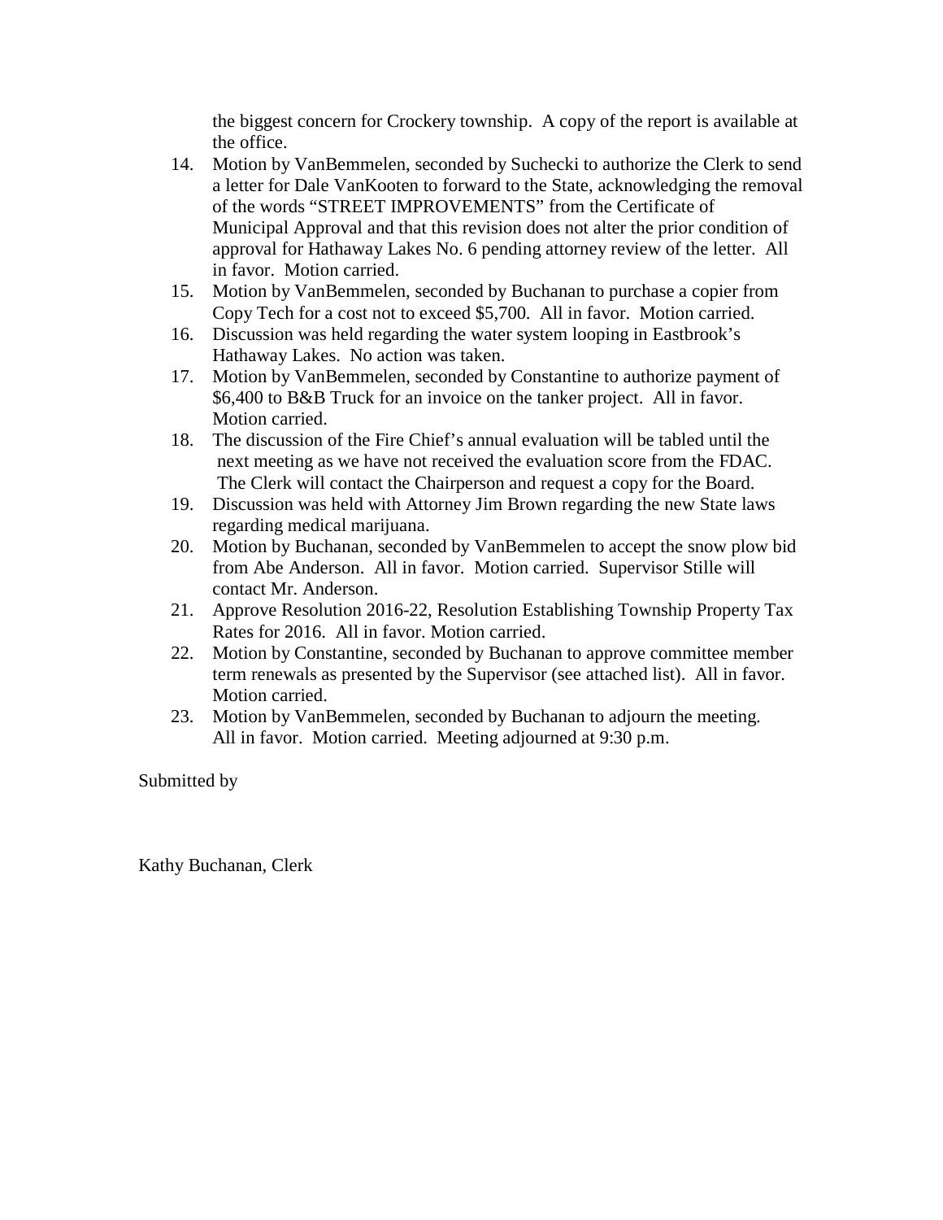the biggest concern for Crockery township. A copy of the report is available at the office.

14. Motion by VanBemmelen, seconded by Suchecki to authorize the Clerk to send a letter for Dale VanKooten to forward to the State, acknowledging the removal of the words "STREET IMPROVEMENTS" from the Certificate of Municipal Approval and that this revision does not alter the prior condition of approval for Hathaway Lakes No. 6 pending attorney review of the letter. All in favor. Motion carried.
15. Motion by VanBemmelen, seconded by Buchanan to purchase a copier from Copy Tech for a cost not to exceed $5,700. All in favor. Motion carried.
16. Discussion was held regarding the water system looping in Eastbrook's Hathaway Lakes. No action was taken.
17. Motion by VanBemmelen, seconded by Constantine to authorize payment of $6,400 to B&B Truck for an invoice on the tanker project. All in favor. Motion carried.
18. The discussion of the Fire Chief's annual evaluation will be tabled until the next meeting as we have not received the evaluation score from the FDAC. The Clerk will contact the Chairperson and request a copy for the Board.
19. Discussion was held with Attorney Jim Brown regarding the new State laws regarding medical marijuana.
20. Motion by Buchanan, seconded by VanBemmelen to accept the snow plow bid from Abe Anderson. All in favor. Motion carried. Supervisor Stille will contact Mr. Anderson.
21. Approve Resolution 2016-22, Resolution Establishing Township Property Tax Rates for 2016. All in favor. Motion carried.
22. Motion by Constantine, seconded by Buchanan to approve committee member term renewals as presented by the Supervisor (see attached list). All in favor. Motion carried.
23. Motion by VanBemmelen, seconded by Buchanan to adjourn the meeting. All in favor. Motion carried. Meeting adjourned at 9:30 p.m.

Submitted by

Kathy Buchanan, Clerk